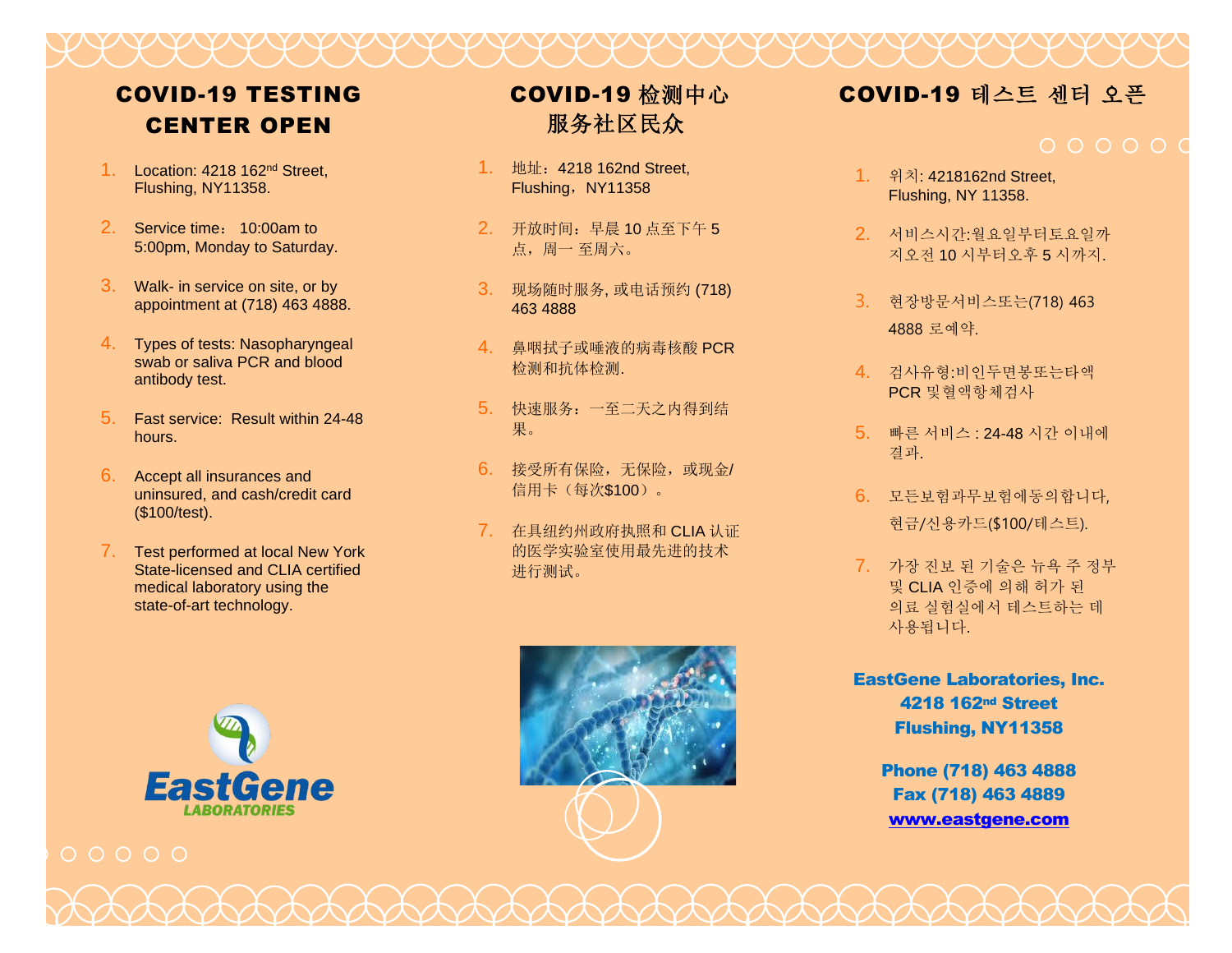# COVID-19 TESTING CENTER OPEN

1. Location: 4218 162nd Street, Flushing, NY11358.
2. Service time： 10:00am to 5:00pm, Monday to Saturday.
3. Walk- in service on site, or by appointment at (718) 463 4888.
4. Types of tests: Nasopharyngeal swab or saliva PCR and blood antibody test.
5. Fast service: Result within 24-48 hours.
6. Accept all insurances and uninsured, and cash/credit card ($100/test).
7. Test performed at local New York State-licensed and CLIA certified medical laboratory using the state-of-art technology.

EastGene LABORATORIES

# COVID-19 检测中心服务社区民众

1. 地址：4218 162nd Street, Flushing，NY11358
2. 开放时间：早晨 10 点至下午 5 点，周一 至周六。
3. 现场随时服务, 或电话预约 (718) 463 4888
4. 鼻咽拭子或唾液的病毒核酸 PCR 检测和抗体检测.
5. 快速服务：一至二天之内得到结果。
6. 接受所有保险，无保险，或现金/信用卡（每次$100）。
7. 在具纽约州政府执照和 CLIA 认证的医学实验室使用最先进的技术进行测试。

# COVID-19 테스트 센터 오픈

1. 위치: 4218162nd Street, Flushing, NY 11358.
2. 서비스시간:월요일부터토요일까지오전 10 시부터오후 5 시까지.
3. 현장방문서비스또는(718) 463 4888 로예약.
4. 검사유형:비인두면봉또는타액 PCR 및혈액항체검사
5. 빠른 서비스 : 24-48 시간 이내에 결과.
6. 모든보험과무보험에동의합니다, 현금/신용카드($100/테스트).
7. 가장 진보 된 기술은 뉴욕 주 정부 및 CLIA 인증에 의해 허가 된 의료 실험실에서 테스트하는 데 사용됩니다.

**EastGene Laboratories, Inc.**
**4218 162nd Street**
**Flushing, NY11358**

**Phone (718) 463 4888**
**Fax (718) 463 4889**
**www.eastgene.com**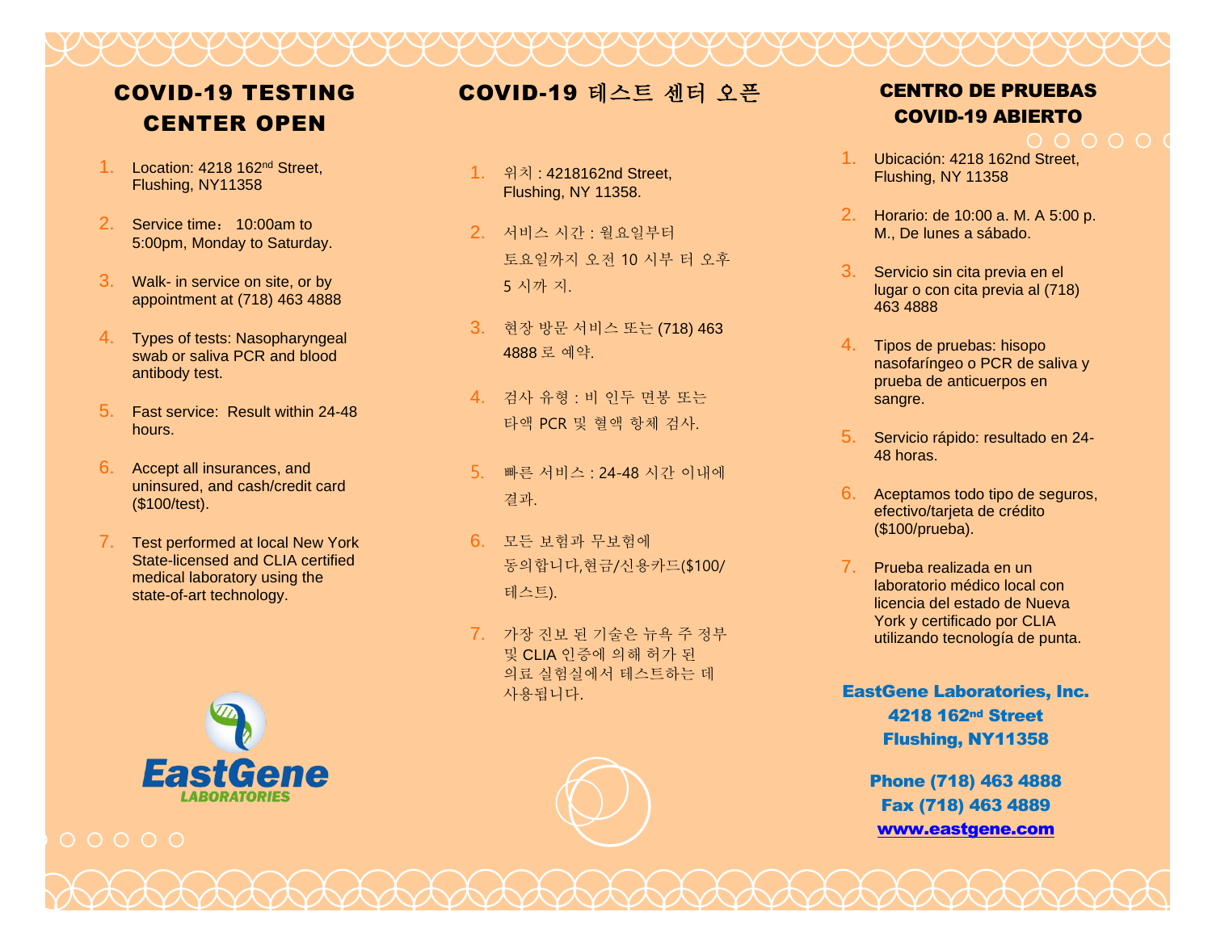## COVID-19 TESTING CENTER OPEN

1. Location: 4218 162nd Street, Flushing, NY11358
2. Service time： 10:00am to 5:00pm, Monday to Saturday.
3. Walk- in service on site, or by appointment at (718) 463 4888
4. Types of tests: Nasopharyngeal swab or saliva PCR and blood antibody test.
5. Fast service: Result within 24-48 hours.
6. Accept all insurances, and uninsured, and cash/credit card ($100/test).
7. Test performed at local New York State-licensed and CLIA certified medical laboratory using the state-of-art technology.

EastGene LABORATORIES

## COVID-19 테스트 센터 오픈

1. 위치 : 4218162nd Street, Flushing, NY 11358.
2. 서비스 시간 : 월요일부터 토요일까지 오전 10 시부 터 오후 5 시까 지.
3. 현장 방문 서비스 또는 (718) 463 4888 로 예약.
4. 검사 유형 : 비 인두 면봉 또는 타액 PCR 및 혈액 항체 검사.
5. 빠른 서비스 : 24-48 시간 이내에 결과.
6. 모든 보험과 무보험에 동의합니다,현금/신용카드($100/테스트).
7. 가장 진보 된 기술은 뉴욕 주 정부 및 CLIA 인증에 의해 허가 된 의료 실험실에서 테스트하는 데 사용됩니다.

## CENTRO DE PRUEBAS COVID-19 ABIERTO

1. Ubicación: 4218 162nd Street, Flushing, NY 11358
2. Horario: de 10:00 a. M. A 5:00 p. M., De lunes a sábado.
3. Servicio sin cita previa en el lugar o con cita previa al (718) 463 4888
4. Tipos de pruebas: hisopo nasofaríngeo o PCR de saliva y prueba de anticuerpos en sangre.
5. Servicio rápido: resultado en 24-48 horas.
6. Aceptamos todo tipo de seguros, efectivo/tarjeta de crédito ($100/prueba).
7. Prueba realizada en un laboratorio médico local con licencia del estado de Nueva York y certificado por CLIA utilizando tecnología de punta.

**EastGene Laboratories, Inc.**
**4218 162nd Street**
**Flushing, NY11358**

**Phone (718) 463 4888**
**Fax (718) 463 4889**
**www.eastgene.com**